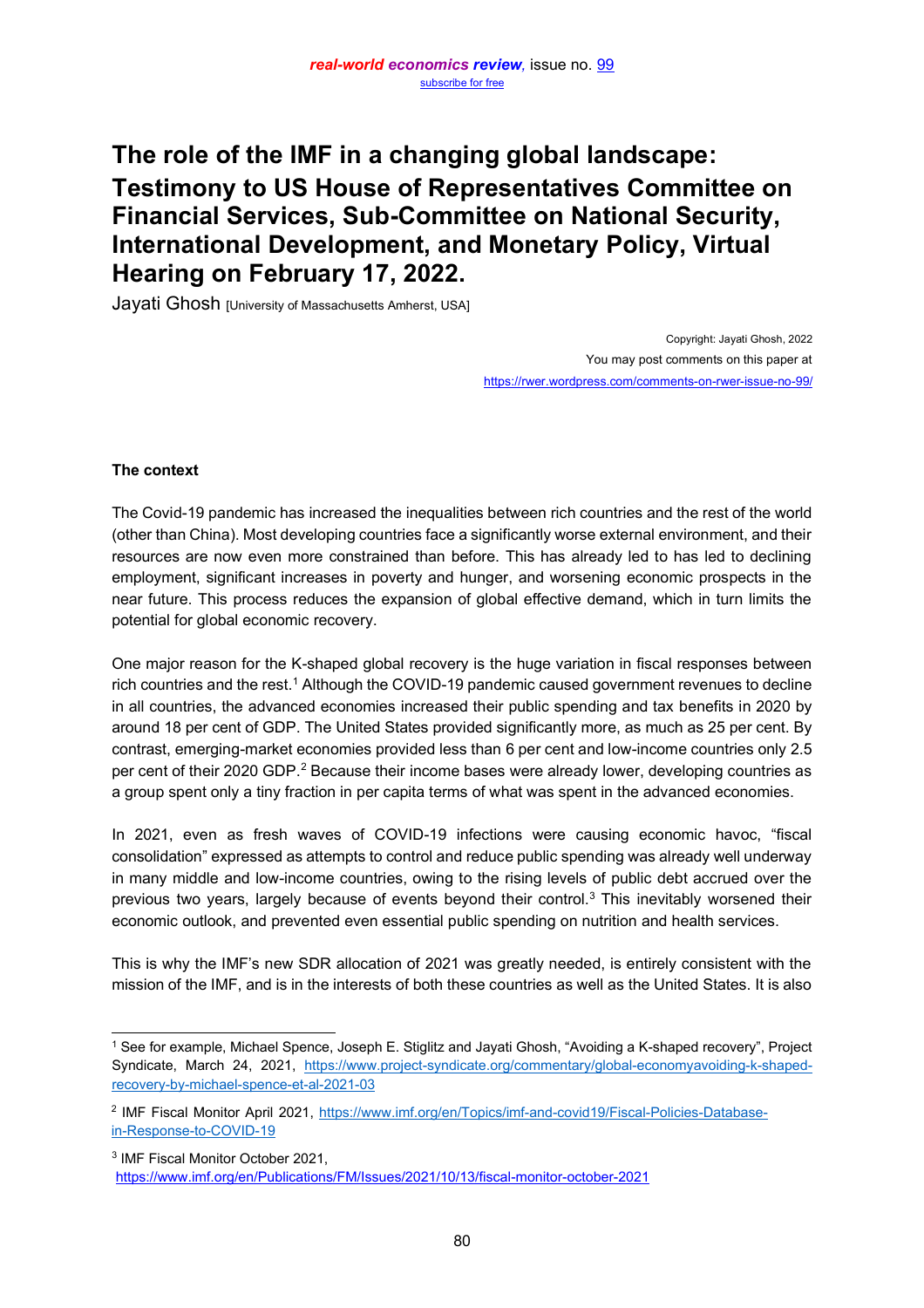# The role of the IMF in a changing global landscape: Testimony to US House of Representatives Committee on Financial Services, Sub-Committee on National Security, International Development, and Monetary Policy, Virtual Hearing on February 17, 2022.

Jayati Ghosh [University of Massachusetts Amherst, USA]

Copyright: Jayati Ghosh, 2022
You may post comments on this paper at
https://rwer.wordpress.com/comments-on-rwer-issue-no-99/

**The context**

The Covid-19 pandemic has increased the inequalities between rich countries and the rest of the world (other than China). Most developing countries face a significantly worse external environment, and their resources are now even more constrained than before. This has already led to has led to declining employment, significant increases in poverty and hunger, and worsening economic prospects in the near future. This process reduces the expansion of global effective demand, which in turn limits the potential for global economic recovery.

One major reason for the K-shaped global recovery is the huge variation in fiscal responses between rich countries and the rest.[1] Although the COVID-19 pandemic caused government revenues to decline in all countries, the advanced economies increased their public spending and tax benefits in 2020 by around 18 per cent of GDP. The United States provided significantly more, as much as 25 per cent. By contrast, emerging-market economies provided less than 6 per cent and low-income countries only 2.5 per cent of their 2020 GDP.[2] Because their income bases were already lower, developing countries as a group spent only a tiny fraction in per capita terms of what was spent in the advanced economies.

In 2021, even as fresh waves of COVID-19 infections were causing economic havoc, "fiscal consolidation" expressed as attempts to control and reduce public spending was already well underway in many middle and low-income countries, owing to the rising levels of public debt accrued over the previous two years, largely because of events beyond their control.[3] This inevitably worsened their economic outlook, and prevented even essential public spending on nutrition and health services.

This is why the IMF's new SDR allocation of 2021 was greatly needed, is entirely consistent with the mission of the IMF, and is in the interests of both these countries as well as the United States. It is also

---

[1] See for example, Michael Spence, Joseph E. Stiglitz and Jayati Ghosh, "Avoiding a K-shaped recovery", Project Syndicate, March 24, 2021, https://www.project-syndicate.org/commentary/global-economyavoiding-k-shaped-recovery-by-michael-spence-et-al-2021-03

[2] IMF Fiscal Monitor April 2021, https://www.imf.org/en/Topics/imf-and-covid19/Fiscal-Policies-Database-in-Response-to-COVID-19

[3] IMF Fiscal Monitor October 2021, https://www.imf.org/en/Publications/FM/Issues/2021/10/13/fiscal-monitor-october-2021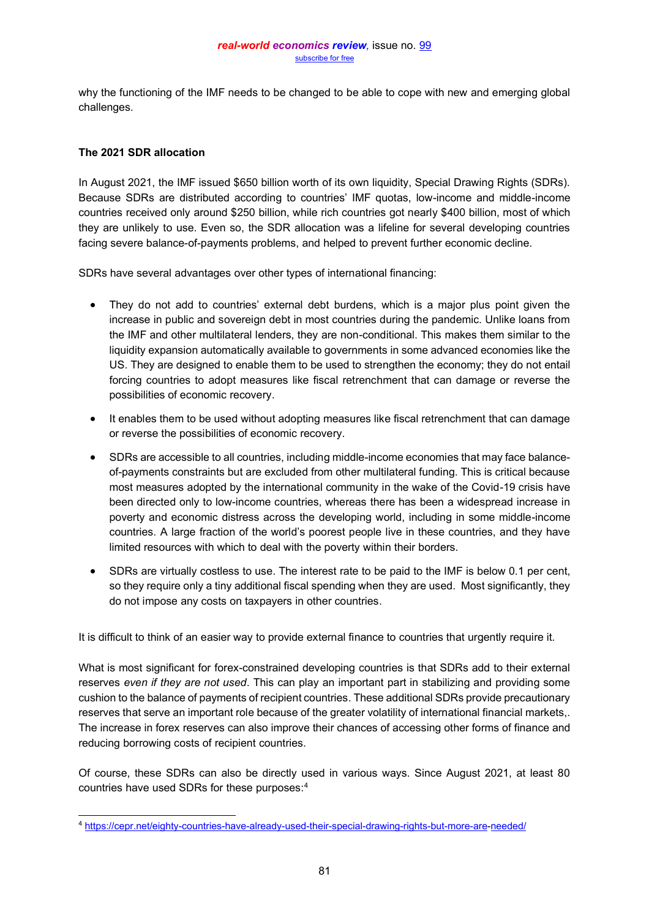why the functioning of the IMF needs to be changed to be able to cope with new and emerging global challenges.

**The 2021 SDR allocation**

In August 2021, the IMF issued $650 billion worth of its own liquidity, Special Drawing Rights (SDRs). Because SDRs are distributed according to countries' IMF quotas, low-income and middle-income countries received only around $250 billion, while rich countries got nearly $400 billion, most of which they are unlikely to use. Even so, the SDR allocation was a lifeline for several developing countries facing severe balance-of-payments problems, and helped to prevent further economic decline.

SDRs have several advantages over other types of international financing:

- They do not add to countries' external debt burdens, which is a major plus point given the increase in public and sovereign debt in most countries during the pandemic. Unlike loans from the IMF and other multilateral lenders, they are non-conditional. This makes them similar to the liquidity expansion automatically available to governments in some advanced economies like the US. They are designed to enable them to be used to strengthen the economy; they do not entail forcing countries to adopt measures like fiscal retrenchment that can damage or reverse the possibilities of economic recovery.
- It enables them to be used without adopting measures like fiscal retrenchment that can damage or reverse the possibilities of economic recovery.
- SDRs are accessible to all countries, including middle-income economies that may face balance-of-payments constraints but are excluded from other multilateral funding. This is critical because most measures adopted by the international community in the wake of the Covid-19 crisis have been directed only to low-income countries, whereas there has been a widespread increase in poverty and economic distress across the developing world, including in some middle-income countries. A large fraction of the world's poorest people live in these countries, and they have limited resources with which to deal with the poverty within their borders.
- SDRs are virtually costless to use. The interest rate to be paid to the IMF is below 0.1 per cent, so they require only a tiny additional fiscal spending when they are used. Most significantly, they do not impose any costs on taxpayers in other countries.

It is difficult to think of an easier way to provide external finance to countries that urgently require it.

What is most significant for forex-constrained developing countries is that SDRs add to their external reserves *even if they are not used*. This can play an important part in stabilizing and providing some cushion to the balance of payments of recipient countries. These additional SDRs provide precautionary reserves that serve an important role because of the greater volatility of international financial markets,. The increase in forex reserves can also improve their chances of accessing other forms of finance and reducing borrowing costs of recipient countries.

Of course, these SDRs can also be directly used in various ways. Since August 2021, at least 80 countries have used SDRs for these purposes:[4]

[4] https://cepr.net/eighty-countries-have-already-used-their-special-drawing-rights-but-more-are-needed/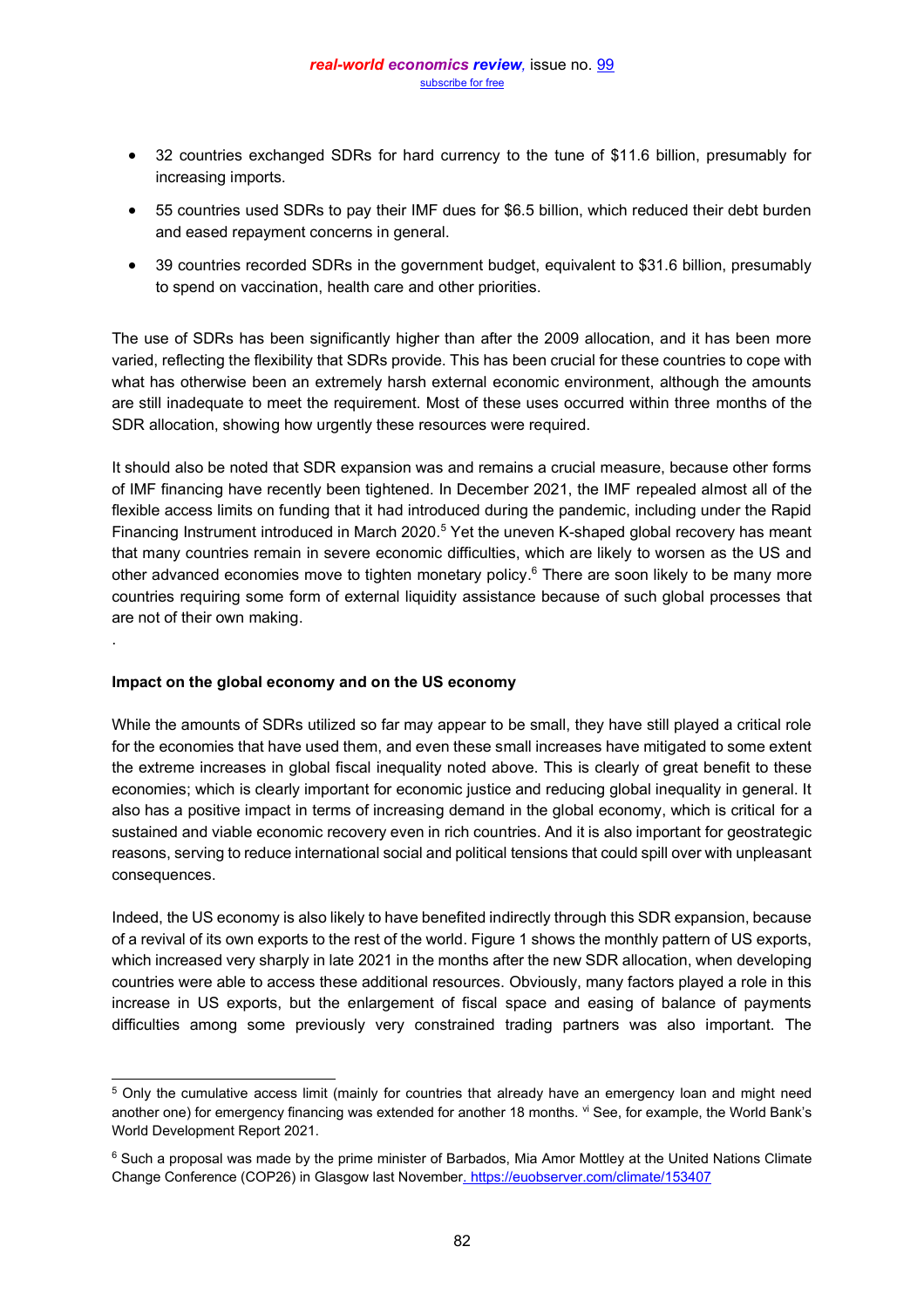- 32 countries exchanged SDRs for hard currency to the tune of $11.6 billion, presumably for increasing imports.
- 55 countries used SDRs to pay their IMF dues for $6.5 billion, which reduced their debt burden and eased repayment concerns in general.
- 39 countries recorded SDRs in the government budget, equivalent to $31.6 billion, presumably to spend on vaccination, health care and other priorities.

The use of SDRs has been significantly higher than after the 2009 allocation, and it has been more varied, reflecting the flexibility that SDRs provide. This has been crucial for these countries to cope with what has otherwise been an extremely harsh external economic environment, although the amounts are still inadequate to meet the requirement. Most of these uses occurred within three months of the SDR allocation, showing how urgently these resources were required.

It should also be noted that SDR expansion was and remains a crucial measure, because other forms of IMF financing have recently been tightened. In December 2021, the IMF repealed almost all of the flexible access limits on funding that it had introduced during the pandemic, including under the Rapid Financing Instrument introduced in March 2020.[5] Yet the uneven K-shaped global recovery has meant that many countries remain in severe economic difficulties, which are likely to worsen as the US and other advanced economies move to tighten monetary policy.[6] There are soon likely to be many more countries requiring some form of external liquidity assistance because of such global processes that are not of their own making.

.

**Impact on the global economy and on the US economy**

While the amounts of SDRs utilized so far may appear to be small, they have still played a critical role for the economies that have used them, and even these small increases have mitigated to some extent the extreme increases in global fiscal inequality noted above. This is clearly of great benefit to these economies; which is clearly important for economic justice and reducing global inequality in general. It also has a positive impact in terms of increasing demand in the global economy, which is critical for a sustained and viable economic recovery even in rich countries. And it is also important for geostrategic reasons, serving to reduce international social and political tensions that could spill over with unpleasant consequences.

Indeed, the US economy is also likely to have benefited indirectly through this SDR expansion, because of a revival of its own exports to the rest of the world. Figure 1 shows the monthly pattern of US exports, which increased very sharply in late 2021 in the months after the new SDR allocation, when developing countries were able to access these additional resources. Obviously, many factors played a role in this increase in US exports, but the enlargement of fiscal space and easing of balance of payments difficulties among some previously very constrained trading partners was also important. The

---

[5] Only the cumulative access limit (mainly for countries that already have an emergency loan and might need another one) for emergency financing was extended for another 18 months. [vi] See, for example, the World Bank's World Development Report 2021.

[6] Such a proposal was made by the prime minister of Barbados, Mia Amor Mottley at the United Nations Climate Change Conference (COP26) in Glasgow last November. https://euobserver.com/climate/153407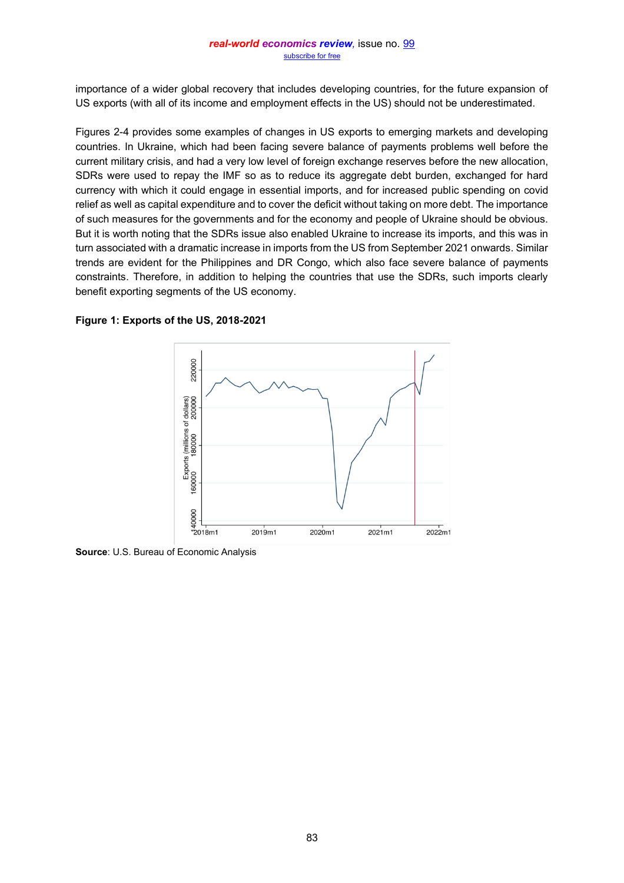importance of a wider global recovery that includes developing countries, for the future expansion of US exports (with all of its income and employment effects in the US) should not be underestimated.

Figures 2-4 provides some examples of changes in US exports to emerging markets and developing countries. In Ukraine, which had been facing severe balance of payments problems well before the current military crisis, and had a very low level of foreign exchange reserves before the new allocation, SDRs were used to repay the IMF so as to reduce its aggregate debt burden, exchanged for hard currency with which it could engage in essential imports, and for increased public spending on covid relief as well as capital expenditure and to cover the deficit without taking on more debt. The importance of such measures for the governments and for the economy and people of Ukraine should be obvious. But it is worth noting that the SDRs issue also enabled Ukraine to increase its imports, and this was in turn associated with a dramatic increase in imports from the US from September 2021 onwards. Similar trends are evident for the Philippines and DR Congo, which also face severe balance of payments constraints. Therefore, in addition to helping the countries that use the SDRs, such imports clearly benefit exporting segments of the US economy.

**Figure 1: Exports of the US, 2018-2021**

**Source**: U.S. Bureau of Economic Analysis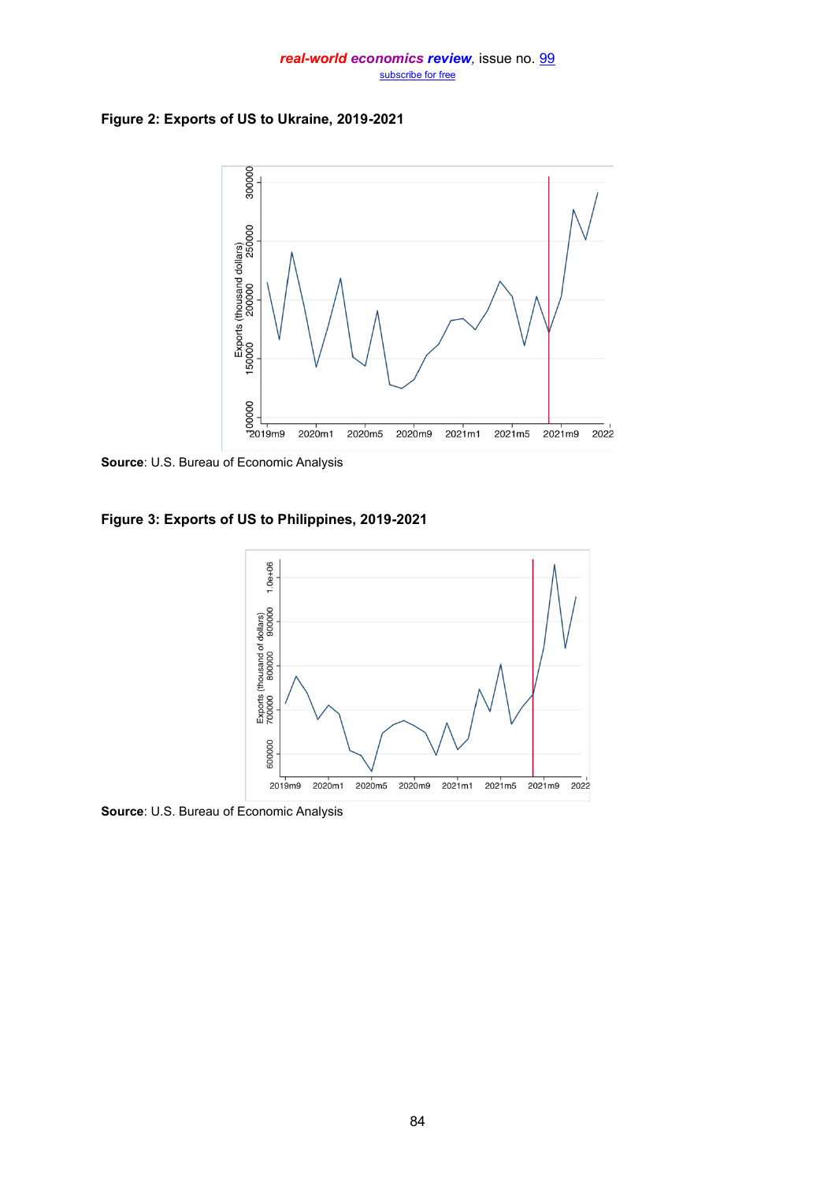**Figure 2: Exports of US to Ukraine, 2019-2021**

**Source**: U.S. Bureau of Economic Analysis

**Figure 3: Exports of US to Philippines, 2019-2021**

**Source**: U.S. Bureau of Economic Analysis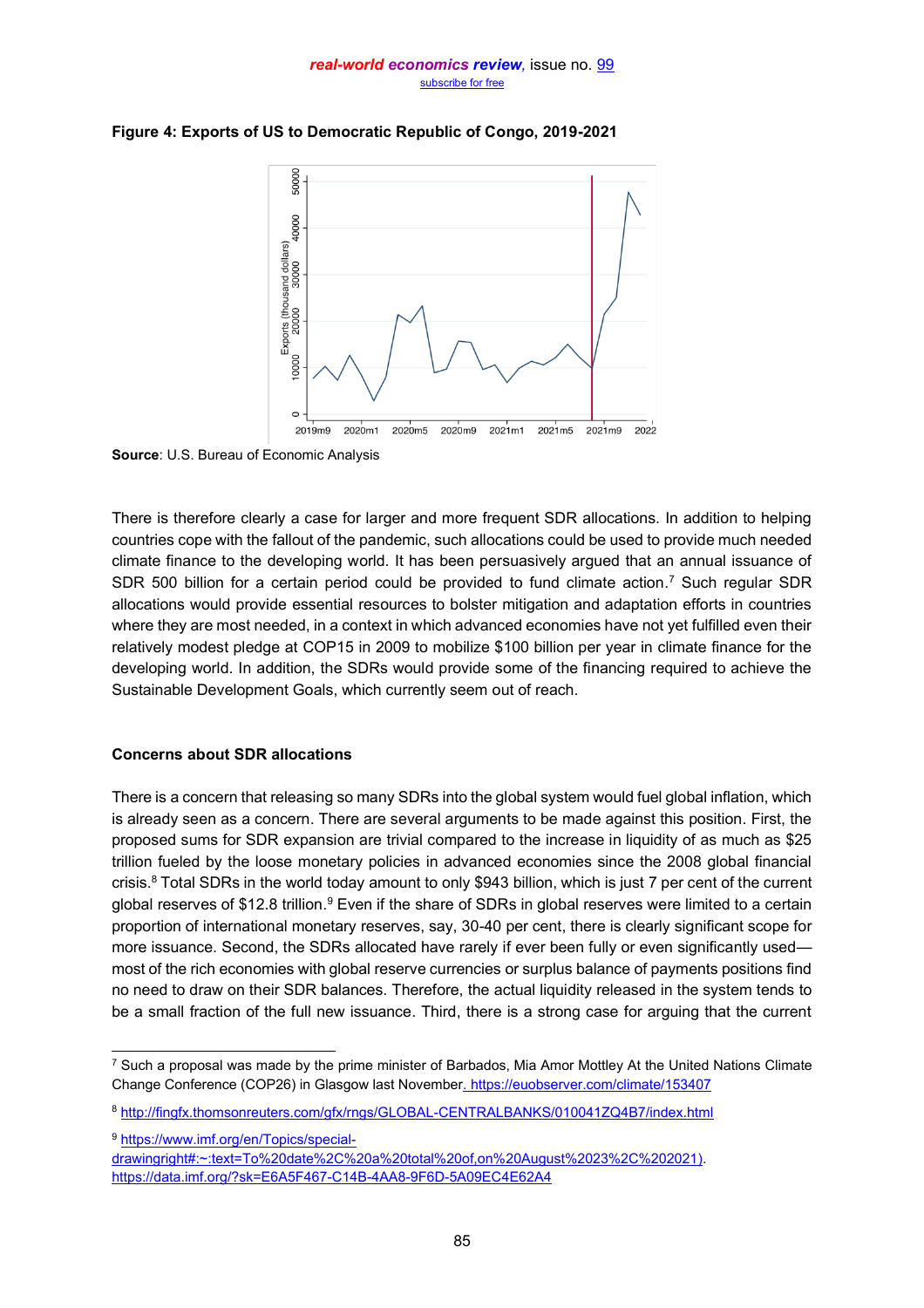**Figure 4: Exports of US to Democratic Republic of Congo, 2019-2021**

**Source**: U.S. Bureau of Economic Analysis

There is therefore clearly a case for larger and more frequent SDR allocations. In addition to helping countries cope with the fallout of the pandemic, such allocations could be used to provide much needed climate finance to the developing world. It has been persuasively argued that an annual issuance of SDR 500 billion for a certain period could be provided to fund climate action.[7] Such regular SDR allocations would provide essential resources to bolster mitigation and adaptation efforts in countries where they are most needed, in a context in which advanced economies have not yet fulfilled even their relatively modest pledge at COP15 in 2009 to mobilize $100 billion per year in climate finance for the developing world. In addition, the SDRs would provide some of the financing required to achieve the Sustainable Development Goals, which currently seem out of reach.

**Concerns about SDR allocations**

There is a concern that releasing so many SDRs into the global system would fuel global inflation, which is already seen as a concern. There are several arguments to be made against this position. First, the proposed sums for SDR expansion are trivial compared to the increase in liquidity of as much as $25 trillion fueled by the loose monetary policies in advanced economies since the 2008 global financial crisis.[8] Total SDRs in the world today amount to only $943 billion, which is just 7 per cent of the current global reserves of $12.8 trillion.[9] Even if the share of SDRs in global reserves were limited to a certain proportion of international monetary reserves, say, 30-40 per cent, there is clearly significant scope for more issuance. Second, the SDRs allocated have rarely if ever been fully or even significantly used—most of the rich economies with global reserve currencies or surplus balance of payments positions find no need to draw on their SDR balances. Therefore, the actual liquidity released in the system tends to be a small fraction of the full new issuance. Third, there is a strong case for arguing that the current

---

[7] Such a proposal was made by the prime minister of Barbados, Mia Amor Mottley At the United Nations Climate Change Conference (COP26) in Glasgow last November. https://euobserver.com/climate/153407

[8] http://fingfx.thomsonreuters.com/gfx/rngs/GLOBAL-CENTRALBANKS/010041ZQ4B7/index.html

[9] https://www.imf.org/en/Topics/special-drawingright#:~:text=To%20date%2C%20a%20total%20of,on%20August%2023%2C%202021). https://data.imf.org/?sk=E6A5F467-C14B-4AA8-9F6D-5A09EC4E62A4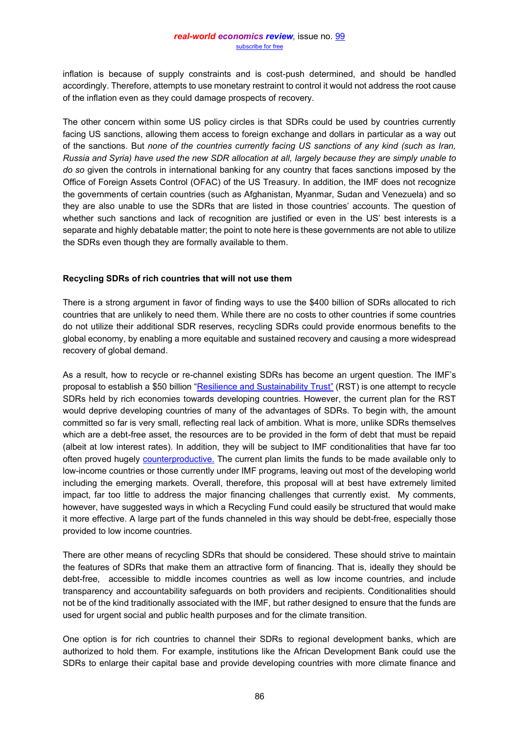inflation is because of supply constraints and is cost-push determined, and should be handled accordingly. Therefore, attempts to use monetary restraint to control it would not address the root cause of the inflation even as they could damage prospects of recovery.

The other concern within some US policy circles is that SDRs could be used by countries currently facing US sanctions, allowing them access to foreign exchange and dollars in particular as a way out of the sanctions. But *none of the countries currently facing US sanctions of any kind (such as Iran, Russia and Syria) have used the new SDR allocation at all, largely because they are simply unable to do so* given the controls in international banking for any country that faces sanctions imposed by the Office of Foreign Assets Control (OFAC) of the US Treasury. In addition, the IMF does not recognize the governments of certain countries (such as Afghanistan, Myanmar, Sudan and Venezuela) and so they are also unable to use the SDRs that are listed in those countries' accounts. The question of whether such sanctions and lack of recognition are justified or even in the US' best interests is a separate and highly debatable matter; the point to note here is these governments are not able to utilize the SDRs even though they are formally available to them.

### Recycling SDRs of rich countries that will not use them

There is a strong argument in favor of finding ways to use the $400 billion of SDRs allocated to rich countries that are unlikely to need them. While there are no costs to other countries if some countries do not utilize their additional SDR reserves, recycling SDRs could provide enormous benefits to the global economy, by enabling a more equitable and sustained recovery and causing a more widespread recovery of global demand.

As a result, how to recycle or re-channel existing SDRs has become an urgent question. The IMF's proposal to establish a $50 billion "Resilience and Sustainability Trust" (RST) is one attempt to recycle SDRs held by rich economies towards developing countries. However, the current plan for the RST would deprive developing countries of many of the advantages of SDRs. To begin with, the amount committed so far is very small, reflecting real lack of ambition. What is more, unlike SDRs themselves which are a debt-free asset, the resources are to be provided in the form of debt that must be repaid (albeit at low interest rates). In addition, they will be subject to IMF conditionalities that have far too often proved hugely counterproductive. The current plan limits the funds to be made available only to low-income countries or those currently under IMF programs, leaving out most of the developing world including the emerging markets. Overall, therefore, this proposal will at best have extremely limited impact, far too little to address the major financing challenges that currently exist. My comments, however, have suggested ways in which a Recycling Fund could easily be structured that would make it more effective. A large part of the funds channeled in this way should be debt-free, especially those provided to low income countries.

There are other means of recycling SDRs that should be considered. These should strive to maintain the features of SDRs that make them an attractive form of financing. That is, ideally they should be debt-free, accessible to middle incomes countries as well as low income countries, and include transparency and accountability safeguards on both providers and recipients. Conditionalities should not be of the kind traditionally associated with the IMF, but rather designed to ensure that the funds are used for urgent social and public health purposes and for the climate transition.

One option is for rich countries to channel their SDRs to regional development banks, which are authorized to hold them. For example, institutions like the African Development Bank could use the SDRs to enlarge their capital base and provide developing countries with more climate finance and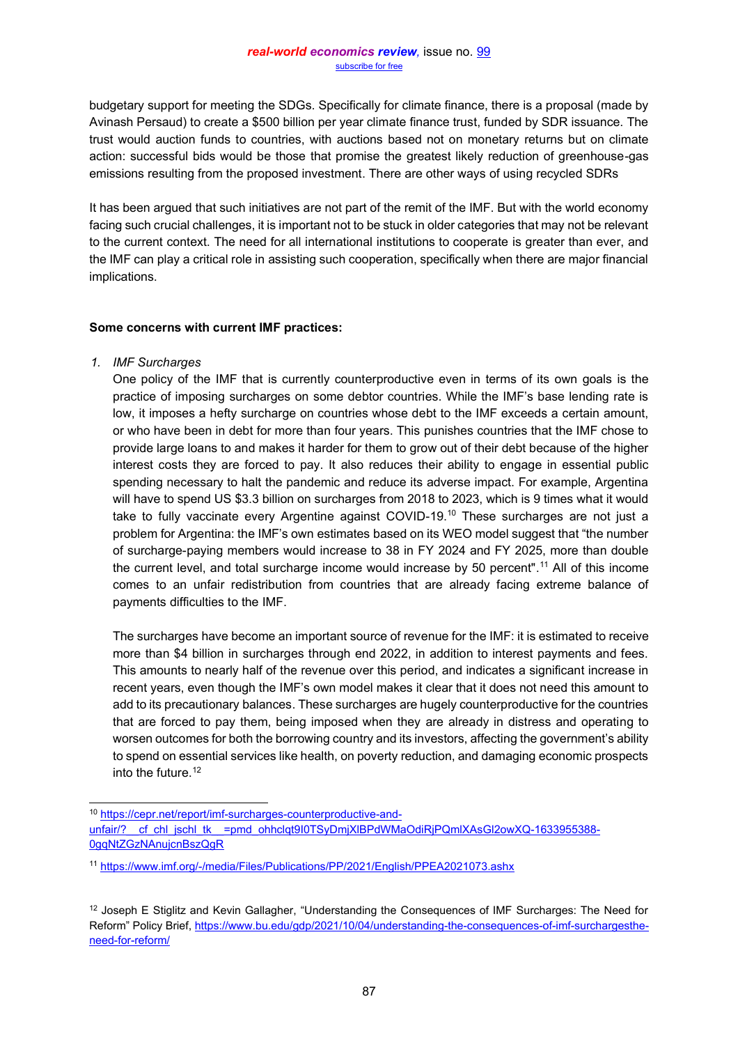budgetary support for meeting the SDGs. Specifically for climate finance, there is a proposal (made by Avinash Persaud) to create a $500 billion per year climate finance trust, funded by SDR issuance. The trust would auction funds to countries, with auctions based not on monetary returns but on climate action: successful bids would be those that promise the greatest likely reduction of greenhouse-gas emissions resulting from the proposed investment. There are other ways of using recycled SDRs

It has been argued that such initiatives are not part of the remit of the IMF. But with the world economy facing such crucial challenges, it is important not to be stuck in older categories that may not be relevant to the current context. The need for all international institutions to cooperate is greater than ever, and the IMF can play a critical role in assisting such cooperation, specifically when there are major financial implications.

**Some concerns with current IMF practices:**

1. *IMF Surcharges*

   One policy of the IMF that is currently counterproductive even in terms of its own goals is the practice of imposing surcharges on some debtor countries. While the IMF's base lending rate is low, it imposes a hefty surcharge on countries whose debt to the IMF exceeds a certain amount, or who have been in debt for more than four years. This punishes countries that the IMF chose to provide large loans to and makes it harder for them to grow out of their debt because of the higher interest costs they are forced to pay. It also reduces their ability to engage in essential public spending necessary to halt the pandemic and reduce its adverse impact. For example, Argentina will have to spend US $3.3 billion on surcharges from 2018 to 2023, which is 9 times what it would take to fully vaccinate every Argentine against COVID-19.[10] These surcharges are not just a problem for Argentina: the IMF's own estimates based on its WEO model suggest that "the number of surcharge-paying members would increase to 38 in FY 2024 and FY 2025, more than double the current level, and total surcharge income would increase by 50 percent".[11] All of this income comes to an unfair redistribution from countries that are already facing extreme balance of payments difficulties to the IMF.

   The surcharges have become an important source of revenue for the IMF: it is estimated to receive more than $4 billion in surcharges through end 2022, in addition to interest payments and fees. This amounts to nearly half of the revenue over this period, and indicates a significant increase in recent years, even though the IMF's own model makes it clear that it does not need this amount to add to its precautionary balances. These surcharges are hugely counterproductive for the countries that are forced to pay them, being imposed when they are already in distress and operating to worsen outcomes for both the borrowing country and its investors, affecting the government's ability to spend on essential services like health, on poverty reduction, and damaging economic prospects into the future.[12]

---

[10] https://cepr.net/report/imf-surcharges-counterproductive-and-unfair/?__cf_chl_jschl_tk__=pmd_ohhclqt9I0TSyDmjXlBPdWMaOdiRjPQmlXAsGl2owXQ-1633955388-0gqNtZGzNAnujcnBszQgR

[11] https://www.imf.org/-/media/Files/Publications/PP/2021/English/PPEA2021073.ashx

[12] Joseph E Stiglitz and Kevin Gallagher, "Understanding the Consequences of IMF Surcharges: The Need for Reform" Policy Brief, https://www.bu.edu/gdp/2021/10/04/understanding-the-consequences-of-imf-surchargesthe-need-for-reform/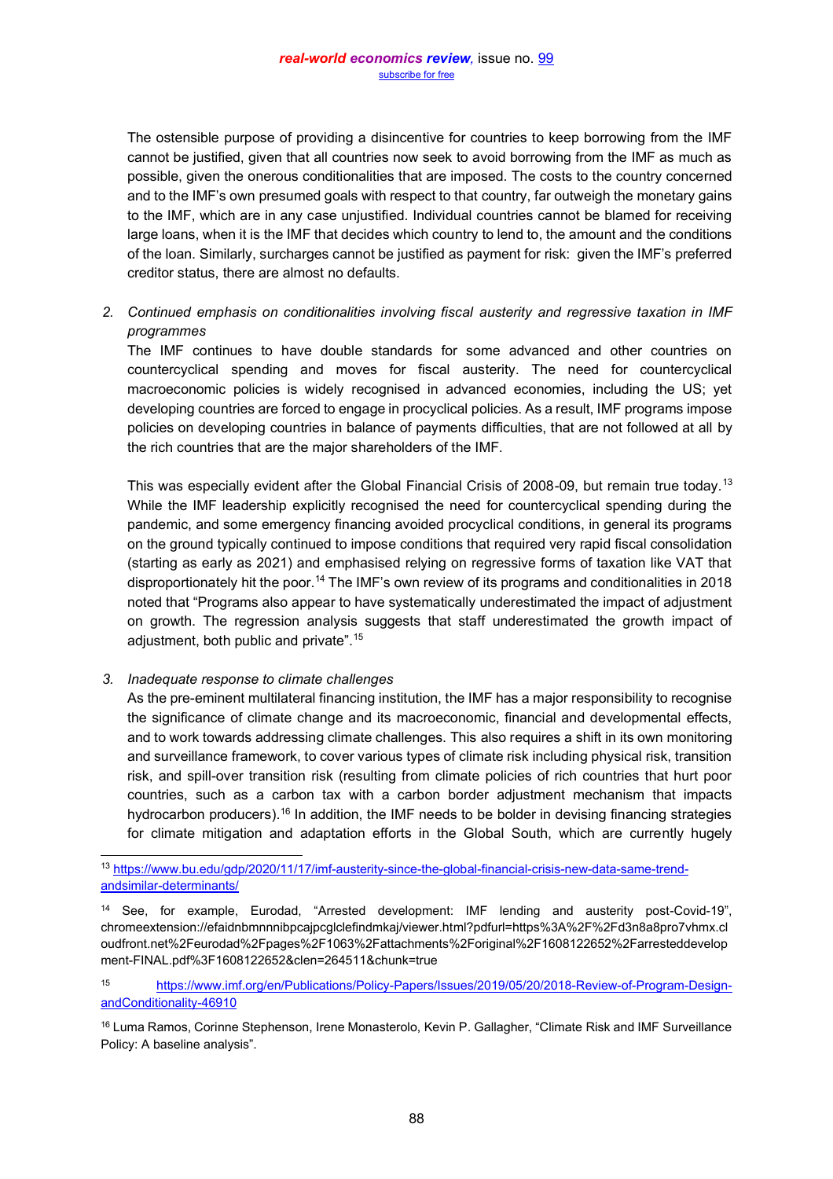The ostensible purpose of providing a disincentive for countries to keep borrowing from the IMF cannot be justified, given that all countries now seek to avoid borrowing from the IMF as much as possible, given the onerous conditionalities that are imposed. The costs to the country concerned and to the IMF's own presumed goals with respect to that country, far outweigh the monetary gains to the IMF, which are in any case unjustified. Individual countries cannot be blamed for receiving large loans, when it is the IMF that decides which country to lend to, the amount and the conditions of the loan. Similarly, surcharges cannot be justified as payment for risk: given the IMF's preferred creditor status, there are almost no defaults.

2. *Continued emphasis on conditionalities involving fiscal austerity and regressive taxation in IMF programmes*

   The IMF continues to have double standards for some advanced and other countries on countercyclical spending and moves for fiscal austerity. The need for countercyclical macroeconomic policies is widely recognised in advanced economies, including the US; yet developing countries are forced to engage in procyclical policies. As a result, IMF programs impose policies on developing countries in balance of payments difficulties, that are not followed at all by the rich countries that are the major shareholders of the IMF.

   This was especially evident after the Global Financial Crisis of 2008-09, but remain true today.[13] While the IMF leadership explicitly recognised the need for countercyclical spending during the pandemic, and some emergency financing avoided procyclical conditions, in general its programs on the ground typically continued to impose conditions that required very rapid fiscal consolidation (starting as early as 2021) and emphasised relying on regressive forms of taxation like VAT that disproportionately hit the poor.[14] The IMF's own review of its programs and conditionalities in 2018 noted that "Programs also appear to have systematically underestimated the impact of adjustment on growth. The regression analysis suggests that staff underestimated the growth impact of adjustment, both public and private".[15]

3. *Inadequate response to climate challenges*

   As the pre-eminent multilateral financing institution, the IMF has a major responsibility to recognise the significance of climate change and its macroeconomic, financial and developmental effects, and to work towards addressing climate challenges. This also requires a shift in its own monitoring and surveillance framework, to cover various types of climate risk including physical risk, transition risk, and spill-over transition risk (resulting from climate policies of rich countries that hurt poor countries, such as a carbon tax with a carbon border adjustment mechanism that impacts hydrocarbon producers).[16] In addition, the IMF needs to be bolder in devising financing strategies for climate mitigation and adaptation efforts in the Global South, which are currently hugely

---

[13] https://www.bu.edu/gdp/2020/11/17/imf-austerity-since-the-global-financial-crisis-new-data-same-trend-andsimilar-determinants/

[14] See, for example, Eurodad, "Arrested development: IMF lending and austerity post-Covid-19", chromeextension://efaidnbmnnnibpcajpcglclefindmkaj/viewer.html?pdfurl=https%3A%2F%2Fd3n8a8pro7vhmx.cloudfront.net%2Feurodad%2Fpages%2F1063%2Fattachments%2Foriginal%2F1608122652%2Farresteddevelopment-FINAL.pdf%3F1608122652&clen=264511&chunk=true

[15] https://www.imf.org/en/Publications/Policy-Papers/Issues/2019/05/20/2018-Review-of-Program-Design-andConditionality-46910

[16] Luma Ramos, Corinne Stephenson, Irene Monasterolo, Kevin P. Gallagher, "Climate Risk and IMF Surveillance Policy: A baseline analysis".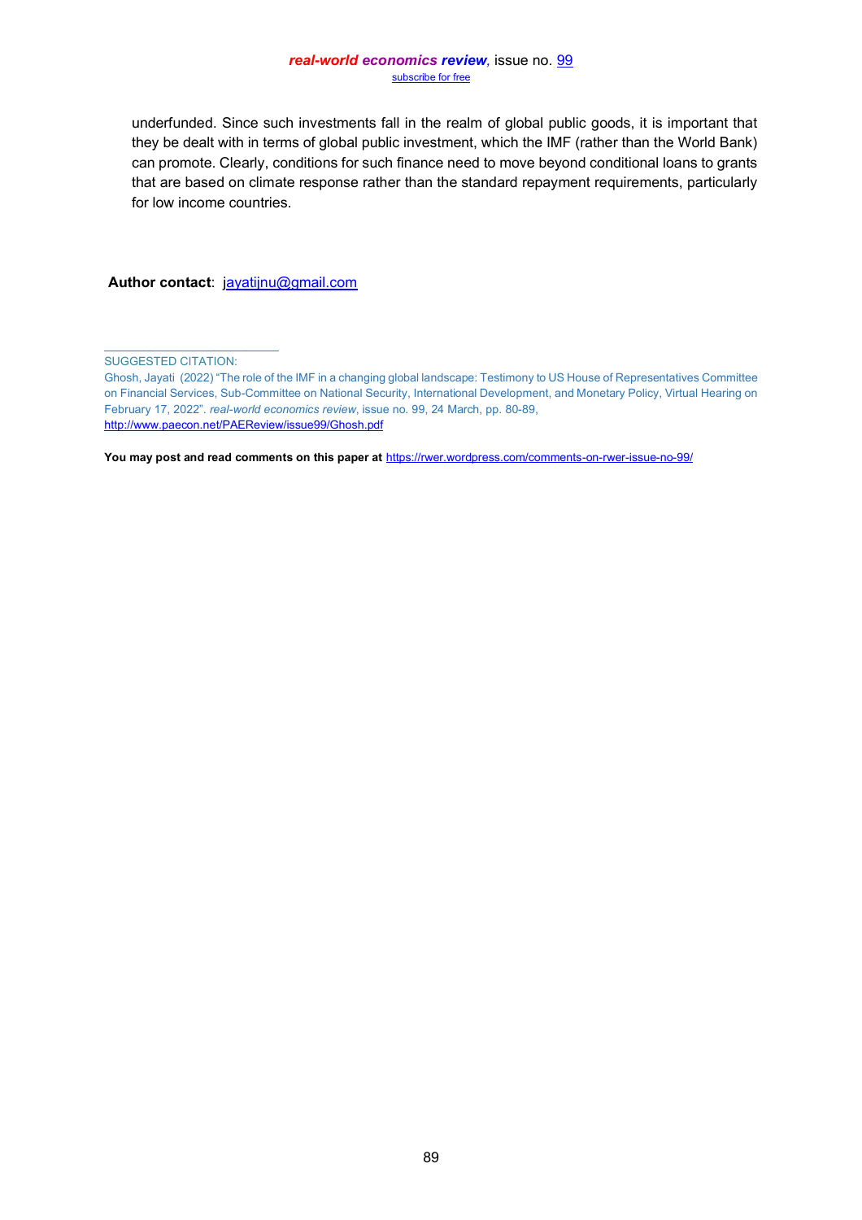underfunded. Since such investments fall in the realm of global public goods, it is important that they be dealt with in terms of global public investment, which the IMF (rather than the World Bank) can promote. Clearly, conditions for such finance need to move beyond conditional loans to grants that are based on climate response rather than the standard repayment requirements, particularly for low income countries.

**Author contact**: jayatijnu@gmail.com

---

SUGGESTED CITATION:

Ghosh, Jayati (2022) "The role of the IMF in a changing global landscape: Testimony to US House of Representatives Committee on Financial Services, Sub-Committee on National Security, International Development, and Monetary Policy, Virtual Hearing on February 17, 2022". *real-world economics review*, issue no. 99, 24 March, pp. 80-89, http://www.paecon.net/PAEReview/issue99/Ghosh.pdf

**You may post and read comments on this paper at** https://rwer.wordpress.com/comments-on-rwer-issue-no-99/